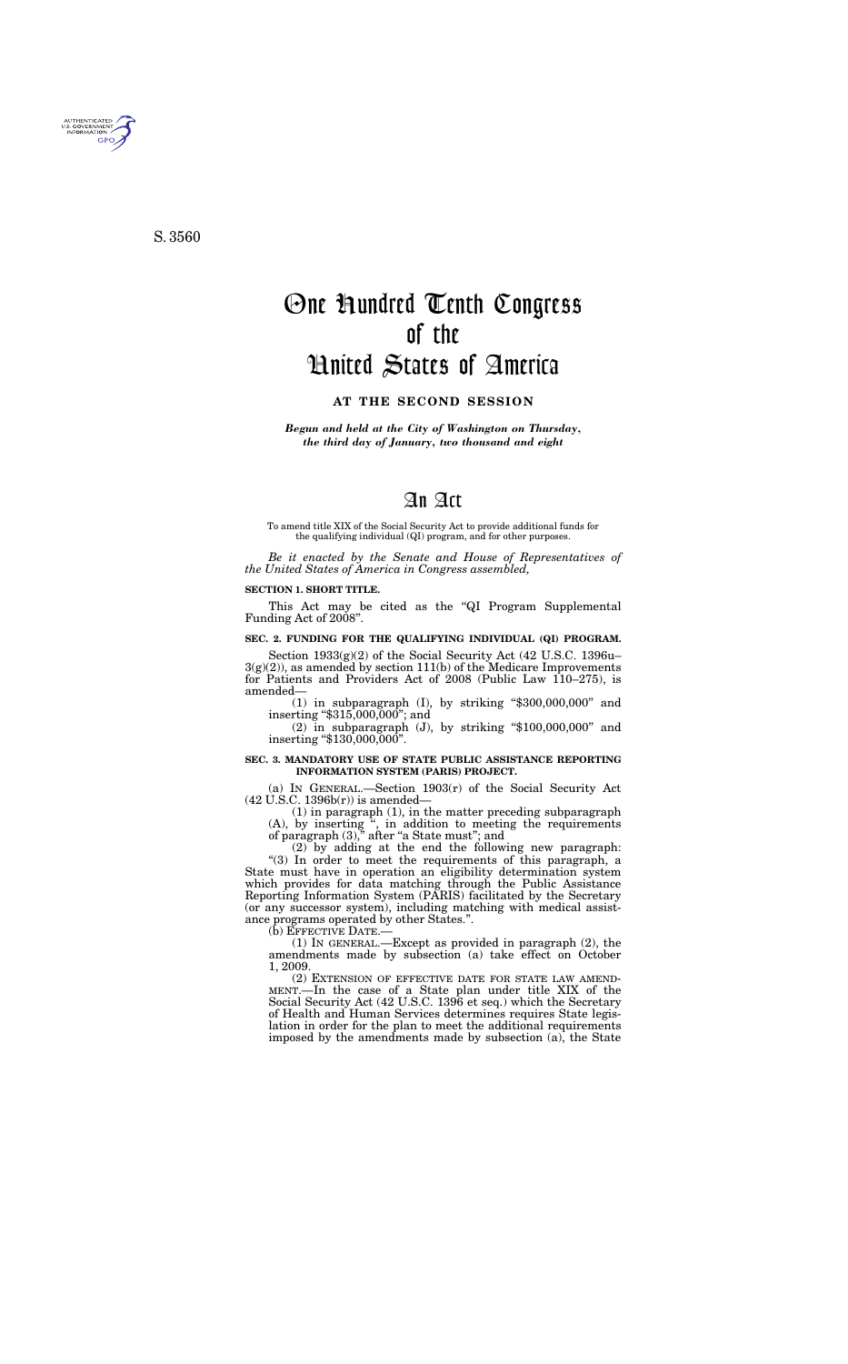S. 3560

# One Hundred Tenth Congress of the United States of America

## AT THE SECOND SESSION

*Begun and held at the City of Washington on Thursday, the third day of January, two thousand and eight*

# An Act

To amend title XIX of the Social Security Act to provide additional funds for the qualifying individual (QI) program, and for other purposes.

*Be it enacted by the Senate and House of Representatives of the United States of America in Congress assembled,*

**SECTION 1. SHORT TITLE.**

This Act may be cited as the "QI Program Supplemental Funding Act of 2008".

**SEC. 2. FUNDING FOR THE QUALIFYING INDIVIDUAL (QI) PROGRAM.**

Section 1933(g)(2) of the Social Security Act (42 U.S.C. 1396u–3(g)(2)), as amended by section 111(b) of the Medicare Improvements for Patients and Providers Act of 2008 (Public Law 110–275), is amended—

(1) in subparagraph (I), by striking "$300,000,000" and inserting "$315,000,000"; and

(2) in subparagraph (J), by striking "$100,000,000" and inserting "$130,000,000".

**SEC. 3. MANDATORY USE OF STATE PUBLIC ASSISTANCE REPORTING INFORMATION SYSTEM (PARIS) PROJECT.**

(a) IN GENERAL.—Section 1903(r) of the Social Security Act (42 U.S.C. 1396b(r)) is amended—

(1) in paragraph (1), in the matter preceding subparagraph (A), by inserting ", in addition to meeting the requirements of paragraph (3)," after "a State must"; and

(2) by adding at the end the following new paragraph:

"(3) In order to meet the requirements of this paragraph, a State must have in operation an eligibility determination system which provides for data matching through the Public Assistance Reporting Information System (PARIS) facilitated by the Secretary (or any successor system), including matching with medical assistance programs operated by other States.".

(b) EFFECTIVE DATE.—

(1) IN GENERAL.—Except as provided in paragraph (2), the amendments made by subsection (a) take effect on October 1, 2009.

(2) EXTENSION OF EFFECTIVE DATE FOR STATE LAW AMENDMENT.—In the case of a State plan under title XIX of the Social Security Act (42 U.S.C. 1396 et seq.) which the Secretary of Health and Human Services determines requires State legislation in order for the plan to meet the additional requirements imposed by the amendments made by subsection (a), the State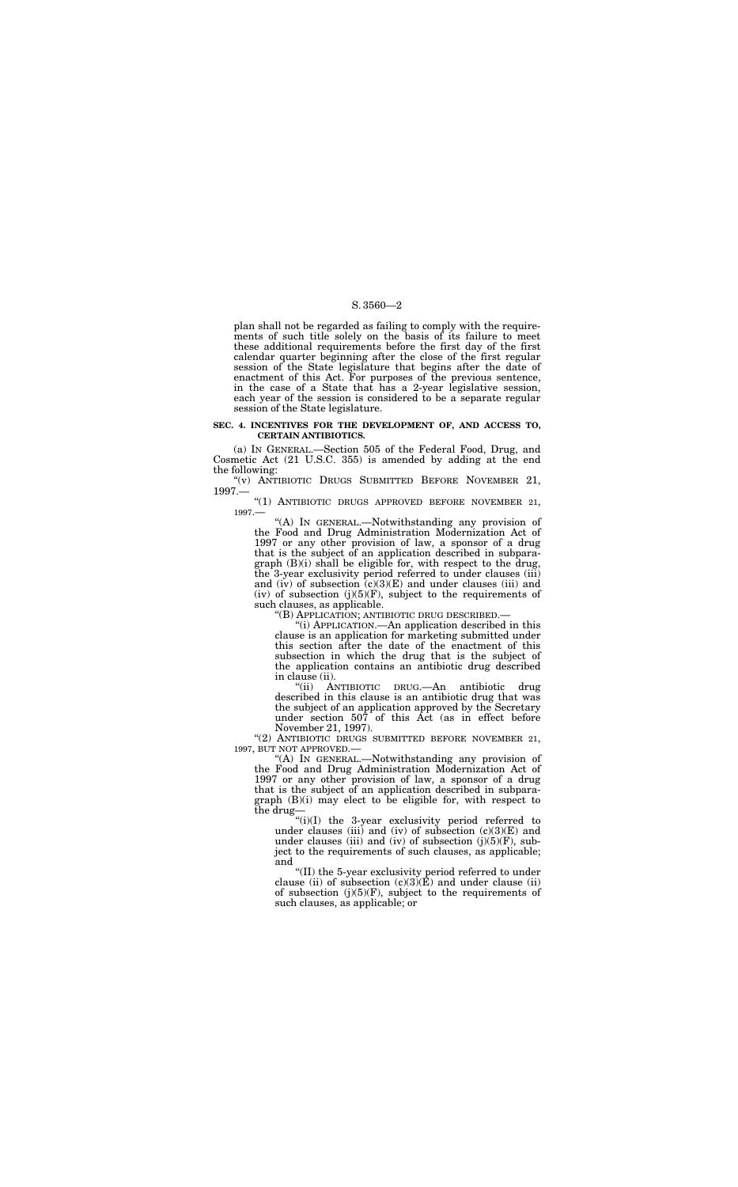plan shall not be regarded as failing to comply with the requirements of such title solely on the basis of its failure to meet these additional requirements before the first day of the first calendar quarter beginning after the close of the first regular session of the State legislature that begins after the date of enactment of this Act. For purposes of the previous sentence, in the case of a State that has a 2-year legislative session, each year of the session is considered to be a separate regular session of the State legislature.

**SEC. 4. INCENTIVES FOR THE DEVELOPMENT OF, AND ACCESS TO, CERTAIN ANTIBIOTICS.**

(a) IN GENERAL.—Section 505 of the Federal Food, Drug, and Cosmetic Act (21 U.S.C. 355) is amended by adding at the end the following:

"(v) ANTIBIOTIC DRUGS SUBMITTED BEFORE NOVEMBER 21, 1997.—

"(1) ANTIBIOTIC DRUGS APPROVED BEFORE NOVEMBER 21, 1997.—

"(A) IN GENERAL.—Notwithstanding any provision of the Food and Drug Administration Modernization Act of 1997 or any other provision of law, a sponsor of a drug that is the subject of an application described in subparagraph (B)(i) shall be eligible for, with respect to the drug, the 3-year exclusivity period referred to under clauses (iii) and (iv) of subsection (c)(3)(E) and under clauses (iii) and (iv) of subsection (j)(5)(F), subject to the requirements of such clauses, as applicable.

"(B) APPLICATION; ANTIBIOTIC DRUG DESCRIBED.—

"(i) APPLICATION.—An application described in this clause is an application for marketing submitted under this section after the date of the enactment of this subsection in which the drug that is the subject of the application contains an antibiotic drug described in clause (ii).

"(ii) ANTIBIOTIC DRUG.—An antibiotic drug described in this clause is an antibiotic drug that was the subject of an application approved by the Secretary under section 507 of this Act (as in effect before November 21, 1997).

"(2) ANTIBIOTIC DRUGS SUBMITTED BEFORE NOVEMBER 21, 1997, BUT NOT APPROVED.—

"(A) IN GENERAL.—Notwithstanding any provision of the Food and Drug Administration Modernization Act of 1997 or any other provision of law, a sponsor of a drug that is the subject of an application described in subparagraph (B)(i) may elect to be eligible for, with respect to the drug—

"(i)(I) the 3-year exclusivity period referred to under clauses (iii) and (iv) of subsection (c)(3)(E) and under clauses (iii) and (iv) of subsection (j)(5)(F), subject to the requirements of such clauses, as applicable; and

"(II) the 5-year exclusivity period referred to under clause (ii) of subsection (c)(3)(E) and under clause (ii) of subsection (j)(5)(F), subject to the requirements of such clauses, as applicable; or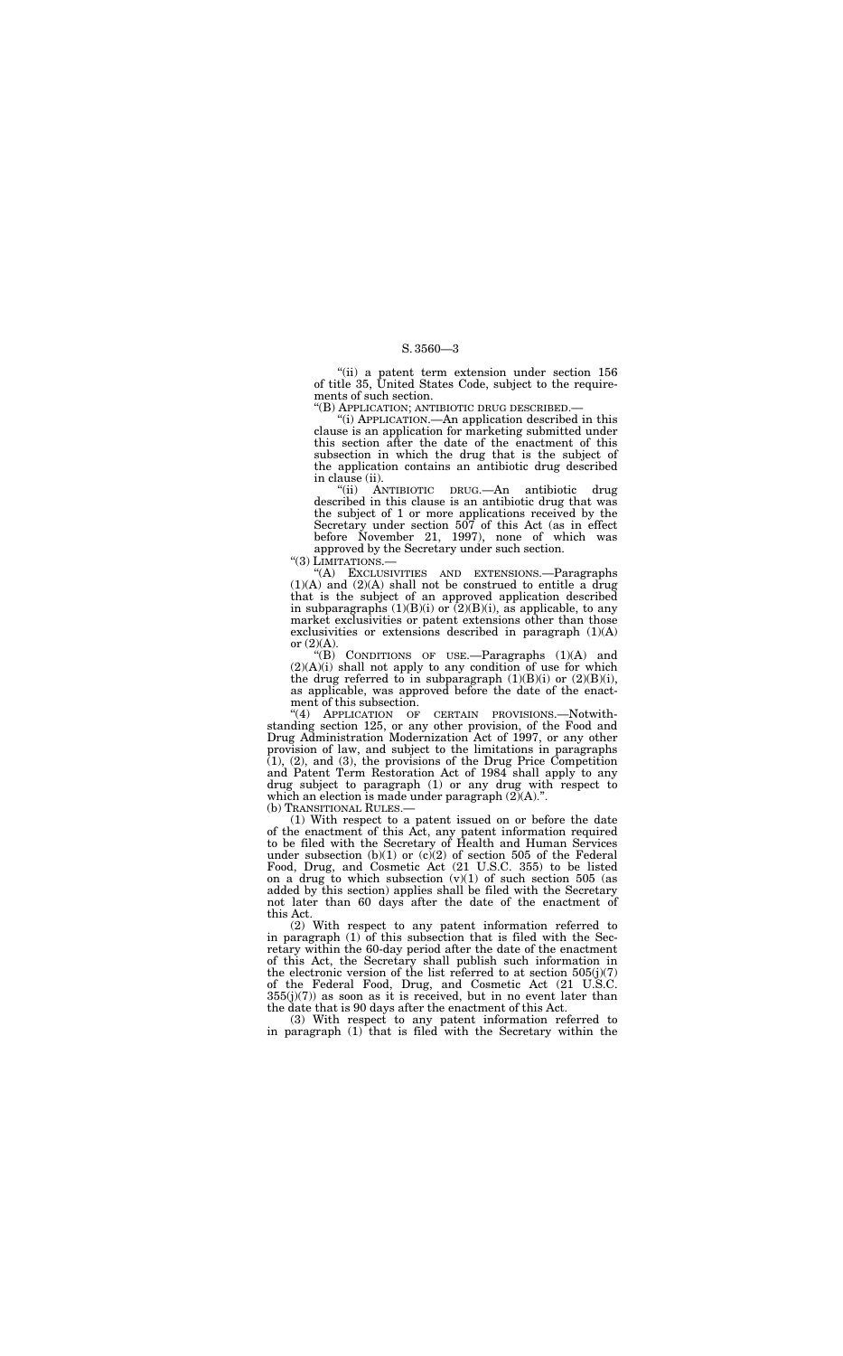"(ii) a patent term extension under section 156 of title 35, United States Code, subject to the requirements of such section.

"(B) APPLICATION; ANTIBIOTIC DRUG DESCRIBED.—

"(i) APPLICATION.—An application described in this clause is an application for marketing submitted under this section after the date of the enactment of this subsection in which the drug that is the subject of the application contains an antibiotic drug described in clause (ii).

"(ii) ANTIBIOTIC DRUG.—An antibiotic drug described in this clause is an antibiotic drug that was the subject of 1 or more applications received by the Secretary under section 507 of this Act (as in effect before November 21, 1997), none of which was approved by the Secretary under such section.

"(3) LIMITATIONS.—

"(A) EXCLUSIVITIES AND EXTENSIONS.—Paragraphs (1)(A) and (2)(A) shall not be construed to entitle a drug that is the subject of an approved application described in subparagraphs (1)(B)(i) or (2)(B)(i), as applicable, to any market exclusivities or patent extensions other than those exclusivities or extensions described in paragraph (1)(A) or (2)(A).

"(B) CONDITIONS OF USE.—Paragraphs (1)(A) and (2)(A)(i) shall not apply to any condition of use for which the drug referred to in subparagraph (1)(B)(i) or (2)(B)(i), as applicable, was approved before the date of the enactment of this subsection.

"(4) APPLICATION OF CERTAIN PROVISIONS.—Notwithstanding section 125, or any other provision, of the Food and Drug Administration Modernization Act of 1997, or any other provision of law, and subject to the limitations in paragraphs (1), (2), and (3), the provisions of the Drug Price Competition and Patent Term Restoration Act of 1984 shall apply to any drug subject to paragraph (1) or any drug with respect to which an election is made under paragraph (2)(A).".

(b) TRANSITIONAL RULES.—

(1) With respect to a patent issued on or before the date of the enactment of this Act, any patent information required to be filed with the Secretary of Health and Human Services under subsection (b)(1) or (c)(2) of section 505 of the Federal Food, Drug, and Cosmetic Act (21 U.S.C. 355) to be listed on a drug to which subsection (v)(1) of such section 505 (as added by this section) applies shall be filed with the Secretary not later than 60 days after the date of the enactment of this Act.

(2) With respect to any patent information referred to in paragraph (1) of this subsection that is filed with the Secretary within the 60-day period after the date of the enactment of this Act, the Secretary shall publish such information in the electronic version of the list referred to at section 505(j)(7) of the Federal Food, Drug, and Cosmetic Act (21 U.S.C. 355(j)(7)) as soon as it is received, but in no event later than the date that is 90 days after the enactment of this Act.

(3) With respect to any patent information referred to in paragraph (1) that is filed with the Secretary within the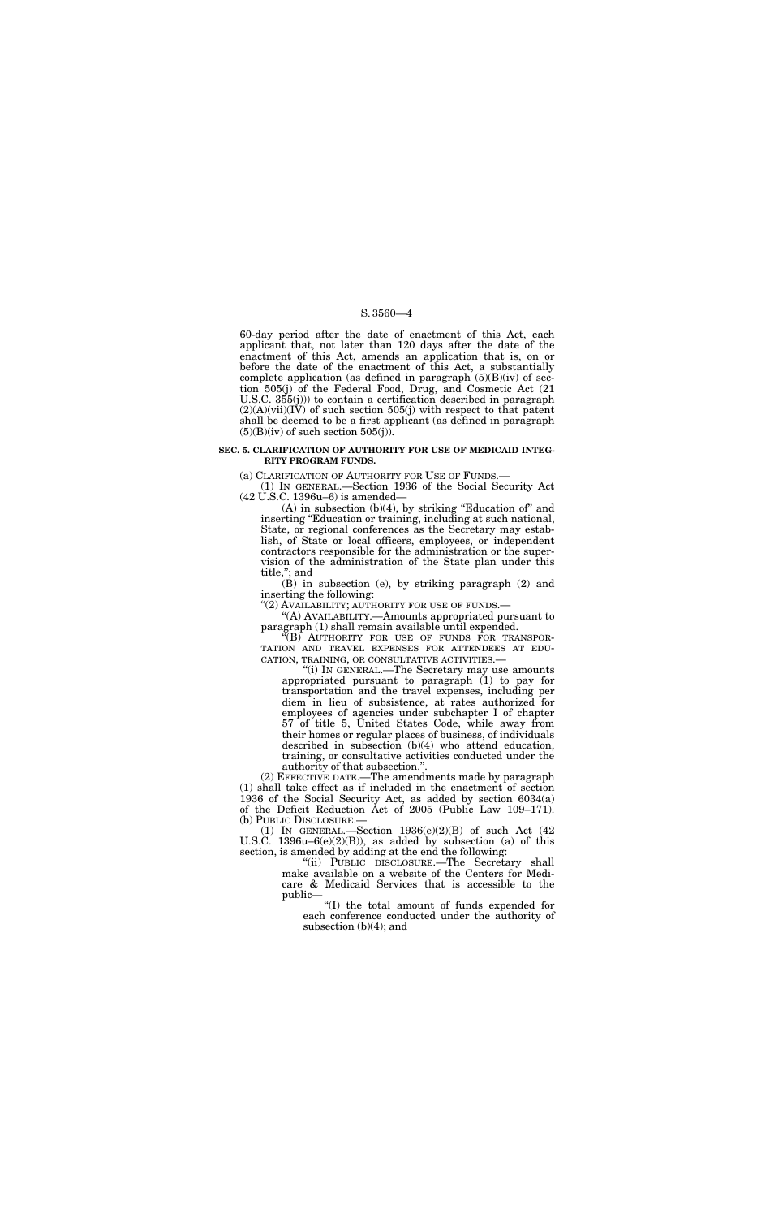60-day period after the date of enactment of this Act, each applicant that, not later than 120 days after the date of the enactment of this Act, amends an application that is, on or before the date of the enactment of this Act, a substantially complete application (as defined in paragraph (5)(B)(iv) of section 505(j) of the Federal Food, Drug, and Cosmetic Act (21 U.S.C. 355(j))) to contain a certification described in paragraph (2)(A)(vii)(IV) of such section 505(j) with respect to that patent shall be deemed to be a first applicant (as defined in paragraph (5)(B)(iv) of such section 505(j)).

**SEC. 5. CLARIFICATION OF AUTHORITY FOR USE OF MEDICAID INTEGRITY PROGRAM FUNDS.**

(a) CLARIFICATION OF AUTHORITY FOR USE OF FUNDS.—

(1) IN GENERAL.—Section 1936 of the Social Security Act (42 U.S.C. 1396u–6) is amended—

(A) in subsection (b)(4), by striking "Education of" and inserting "Education or training, including at such national, State, or regional conferences as the Secretary may establish, of State or local officers, employees, or independent contractors responsible for the administration or the supervision of the administration of the State plan under this title,"; and

(B) in subsection (e), by striking paragraph (2) and inserting the following:

"(2) AVAILABILITY; AUTHORITY FOR USE OF FUNDS.—

"(A) AVAILABILITY.—Amounts appropriated pursuant to paragraph (1) shall remain available until expended.

"(B) AUTHORITY FOR USE OF FUNDS FOR TRANSPORTATION AND TRAVEL EXPENSES FOR ATTENDEES AT EDUCATION, TRAINING, OR CONSULTATIVE ACTIVITIES.—

"(i) IN GENERAL.—The Secretary may use amounts appropriated pursuant to paragraph (1) to pay for transportation and the travel expenses, including per diem in lieu of subsistence, at rates authorized for employees of agencies under subchapter I of chapter 57 of title 5, United States Code, while away from their homes or regular places of business, of individuals described in subsection (b)(4) who attend education, training, or consultative activities conducted under the authority of that subsection.".

(2) EFFECTIVE DATE.—The amendments made by paragraph (1) shall take effect as if included in the enactment of section 1936 of the Social Security Act, as added by section 6034(a) of the Deficit Reduction Act of 2005 (Public Law 109–171).

(b) PUBLIC DISCLOSURE.—

(1) IN GENERAL.—Section 1936(e)(2)(B) of such Act (42 U.S.C. 1396u–6(e)(2)(B)), as added by subsection (a) of this section, is amended by adding at the end the following:

"(ii) PUBLIC DISCLOSURE.—The Secretary shall make available on a website of the Centers for Medicare & Medicaid Services that is accessible to the public—

"(I) the total amount of funds expended for each conference conducted under the authority of subsection (b)(4); and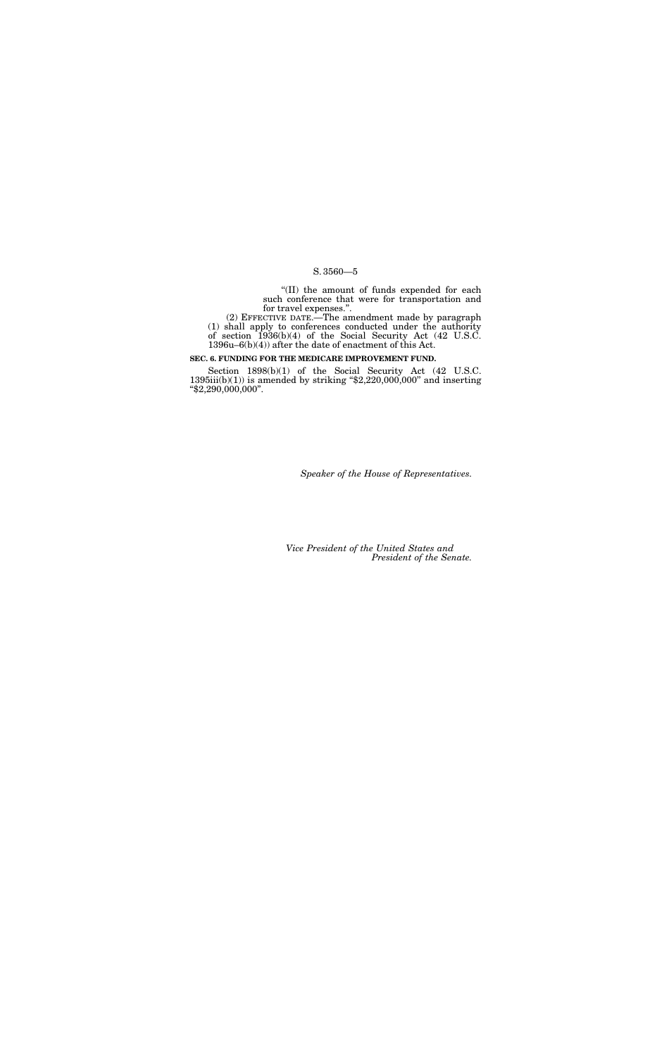"(II) the amount of funds expended for each such conference that were for transportation and for travel expenses.".

(2) EFFECTIVE DATE.—The amendment made by paragraph (1) shall apply to conferences conducted under the authority of section 1936(b)(4) of the Social Security Act (42 U.S.C. 1396u–6(b)(4)) after the date of enactment of this Act.

**SEC. 6. FUNDING FOR THE MEDICARE IMPROVEMENT FUND.**

Section 1898(b)(1) of the Social Security Act (42 U.S.C. 1395iii(b)(1)) is amended by striking "$2,220,000,000" and inserting "$2,290,000,000".

*Speaker of the House of Representatives.*

*Vice President of the United States and President of the Senate.*